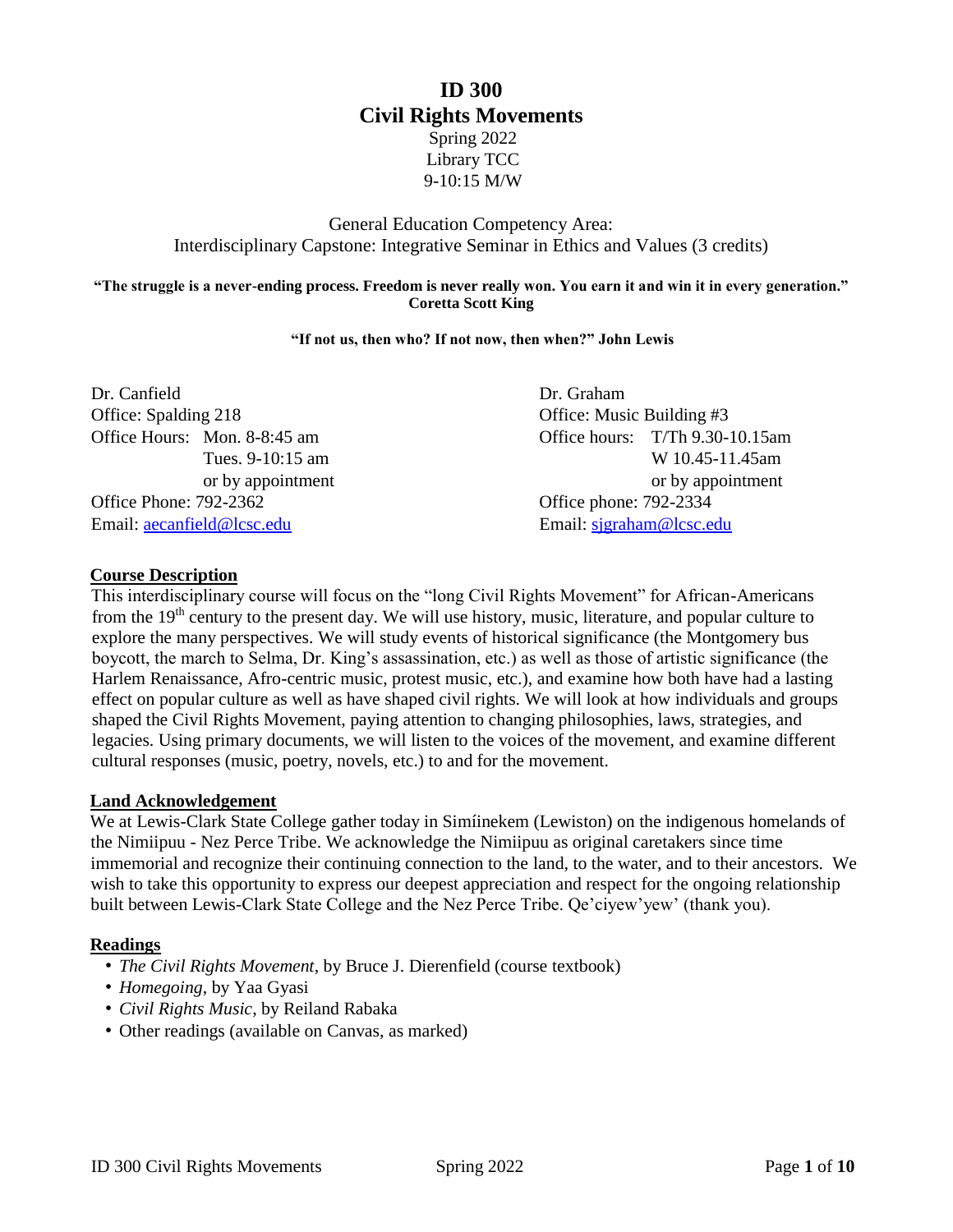# ID 300
# Civil Rights Movements

Spring 2022
Library TCC
9-10:15 M/W

General Education Competency Area:
Interdisciplinary Capstone: Integrative Seminar in Ethics and Values (3 credits)

**"The struggle is a never-ending process. Freedom is never really won. You earn it and win it in every generation." Coretta Scott King**

**"If not us, then who? If not now, then when?" John Lewis**

Dr. Canfield
Office: Spalding 218
Office Hours: Mon. 8-8:45 am
Tues. 9-10:15 am
or by appointment
Office Phone: 792-2362
Email: aecanfield@lcsc.edu

Dr. Graham
Office: Music Building #3
Office hours: T/Th 9.30-10.15am
W 10.45-11.45am
or by appointment
Office phone: 792-2334
Email: sjgraham@lcsc.edu

## Course Description

This interdisciplinary course will focus on the "long Civil Rights Movement" for African-Americans from the 19th century to the present day. We will use history, music, literature, and popular culture to explore the many perspectives. We will study events of historical significance (the Montgomery bus boycott, the march to Selma, Dr. King's assassination, etc.) as well as those of artistic significance (the Harlem Renaissance, Afro-centric music, protest music, etc.), and examine how both have had a lasting effect on popular culture as well as have shaped civil rights. We will look at how individuals and groups shaped the Civil Rights Movement, paying attention to changing philosophies, laws, strategies, and legacies. Using primary documents, we will listen to the voices of the movement, and examine different cultural responses (music, poetry, novels, etc.) to and for the movement.

## Land Acknowledgement

We at Lewis-Clark State College gather today in Simíinekem (Lewiston) on the indigenous homelands of the Nimiipuu - Nez Perce Tribe. We acknowledge the Nimiipuu as original caretakers since time immemorial and recognize their continuing connection to the land, to the water, and to their ancestors. We wish to take this opportunity to express our deepest appreciation and respect for the ongoing relationship built between Lewis-Clark State College and the Nez Perce Tribe. Qe'ciyew'yew' (thank you).

## Readings

- *The Civil Rights Movement*, by Bruce J. Dierenfield (course textbook)
- *Homegoing*, by Yaa Gyasi
- *Civil Rights Music*, by Reiland Rabaka
- Other readings (available on Canvas, as marked)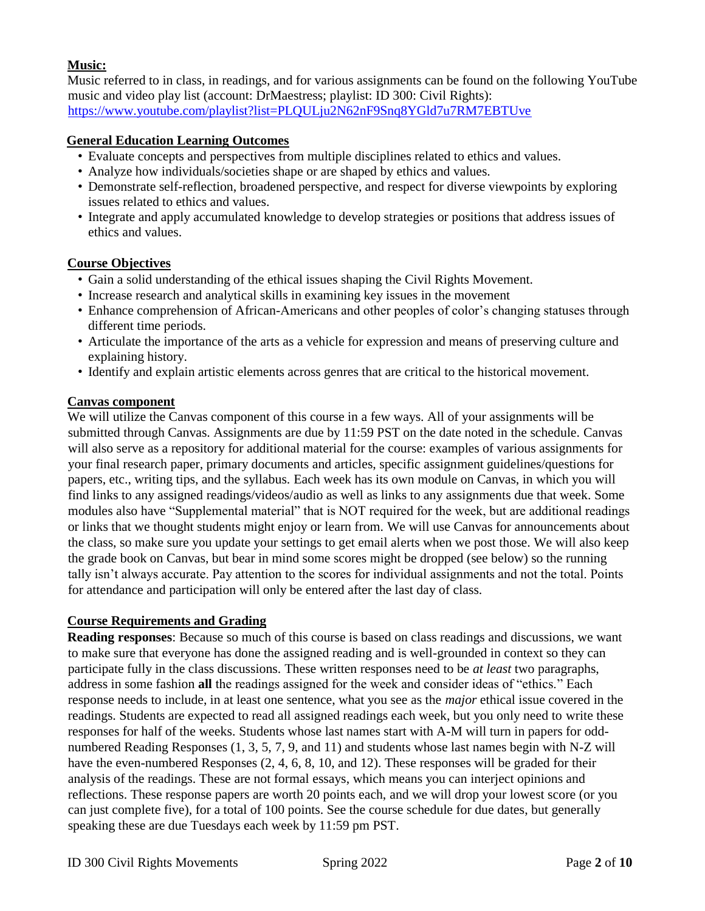**Music:**
Music referred to in class, in readings, and for various assignments can be found on the following YouTube music and video play list (account: DrMaestress; playlist: ID 300: Civil Rights):
https://www.youtube.com/playlist?list=PLQULju2N62nF9Snq8YGld7u7RM7EBTUve

**General Education Learning Outcomes**

- Evaluate concepts and perspectives from multiple disciplines related to ethics and values.
- Analyze how individuals/societies shape or are shaped by ethics and values.
- Demonstrate self-reflection, broadened perspective, and respect for diverse viewpoints by exploring issues related to ethics and values.
- Integrate and apply accumulated knowledge to develop strategies or positions that address issues of ethics and values.

**Course Objectives**

- Gain a solid understanding of the ethical issues shaping the Civil Rights Movement.
- Increase research and analytical skills in examining key issues in the movement
- Enhance comprehension of African-Americans and other peoples of color's changing statuses through different time periods.
- Articulate the importance of the arts as a vehicle for expression and means of preserving culture and explaining history.
- Identify and explain artistic elements across genres that are critical to the historical movement.

**Canvas component**

We will utilize the Canvas component of this course in a few ways. All of your assignments will be submitted through Canvas. Assignments are due by 11:59 PST on the date noted in the schedule. Canvas will also serve as a repository for additional material for the course: examples of various assignments for your final research paper, primary documents and articles, specific assignment guidelines/questions for papers, etc., writing tips, and the syllabus. Each week has its own module on Canvas, in which you will find links to any assigned readings/videos/audio as well as links to any assignments due that week. Some modules also have "Supplemental material" that is NOT required for the week, but are additional readings or links that we thought students might enjoy or learn from. We will use Canvas for announcements about the class, so make sure you update your settings to get email alerts when we post those. We will also keep the grade book on Canvas, but bear in mind some scores might be dropped (see below) so the running tally isn't always accurate. Pay attention to the scores for individual assignments and not the total. Points for attendance and participation will only be entered after the last day of class.

**Course Requirements and Grading**

**Reading responses**: Because so much of this course is based on class readings and discussions, we want to make sure that everyone has done the assigned reading and is well-grounded in context so they can participate fully in the class discussions. These written responses need to be *at least* two paragraphs, address in some fashion **all** the readings assigned for the week and consider ideas of "ethics." Each response needs to include, in at least one sentence, what you see as the *major* ethical issue covered in the readings. Students are expected to read all assigned readings each week, but you only need to write these responses for half of the weeks. Students whose last names start with A-M will turn in papers for odd-numbered Reading Responses (1, 3, 5, 7, 9, and 11) and students whose last names begin with N-Z will have the even-numbered Responses (2, 4, 6, 8, 10, and 12). These responses will be graded for their analysis of the readings. These are not formal essays, which means you can interject opinions and reflections. These response papers are worth 20 points each, and we will drop your lowest score (or you can just complete five), for a total of 100 points. See the course schedule for due dates, but generally speaking these are due Tuesdays each week by 11:59 pm PST.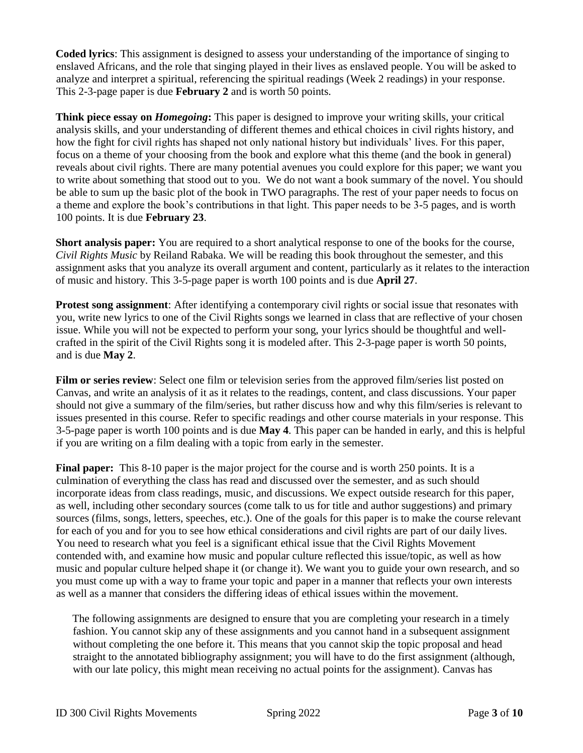**Coded lyrics**: This assignment is designed to assess your understanding of the importance of singing to enslaved Africans, and the role that singing played in their lives as enslaved people. You will be asked to analyze and interpret a spiritual, referencing the spiritual readings (Week 2 readings) in your response. This 2-3-page paper is due **February 2** and is worth 50 points.

**Think piece essay on *Homegoing*:** This paper is designed to improve your writing skills, your critical analysis skills, and your understanding of different themes and ethical choices in civil rights history, and how the fight for civil rights has shaped not only national history but individuals' lives. For this paper, focus on a theme of your choosing from the book and explore what this theme (and the book in general) reveals about civil rights. There are many potential avenues you could explore for this paper; we want you to write about something that stood out to you. We do not want a book summary of the novel. You should be able to sum up the basic plot of the book in TWO paragraphs. The rest of your paper needs to focus on a theme and explore the book's contributions in that light. This paper needs to be 3-5 pages, and is worth 100 points. It is due **February 23**.

**Short analysis paper:** You are required to a short analytical response to one of the books for the course, *Civil Rights Music* by Reiland Rabaka. We will be reading this book throughout the semester, and this assignment asks that you analyze its overall argument and content, particularly as it relates to the interaction of music and history. This 3-5-page paper is worth 100 points and is due **April 27**.

**Protest song assignment**: After identifying a contemporary civil rights or social issue that resonates with you, write new lyrics to one of the Civil Rights songs we learned in class that are reflective of your chosen issue. While you will not be expected to perform your song, your lyrics should be thoughtful and well-crafted in the spirit of the Civil Rights song it is modeled after. This 2-3-page paper is worth 50 points, and is due **May 2**.

**Film or series review**: Select one film or television series from the approved film/series list posted on Canvas, and write an analysis of it as it relates to the readings, content, and class discussions. Your paper should not give a summary of the film/series, but rather discuss how and why this film/series is relevant to issues presented in this course. Refer to specific readings and other course materials in your response. This 3-5-page paper is worth 100 points and is due **May 4**. This paper can be handed in early, and this is helpful if you are writing on a film dealing with a topic from early in the semester.

**Final paper:** This 8-10 paper is the major project for the course and is worth 250 points. It is a culmination of everything the class has read and discussed over the semester, and as such should incorporate ideas from class readings, music, and discussions. We expect outside research for this paper, as well, including other secondary sources (come talk to us for title and author suggestions) and primary sources (films, songs, letters, speeches, etc.). One of the goals for this paper is to make the course relevant for each of you and for you to see how ethical considerations and civil rights are part of our daily lives. You need to research what you feel is a significant ethical issue that the Civil Rights Movement contended with, and examine how music and popular culture reflected this issue/topic, as well as how music and popular culture helped shape it (or change it). We want you to guide your own research, and so you must come up with a way to frame your topic and paper in a manner that reflects your own interests as well as a manner that considers the differing ideas of ethical issues within the movement.

The following assignments are designed to ensure that you are completing your research in a timely fashion. You cannot skip any of these assignments and you cannot hand in a subsequent assignment without completing the one before it. This means that you cannot skip the topic proposal and head straight to the annotated bibliography assignment; you will have to do the first assignment (although, with our late policy, this might mean receiving no actual points for the assignment). Canvas has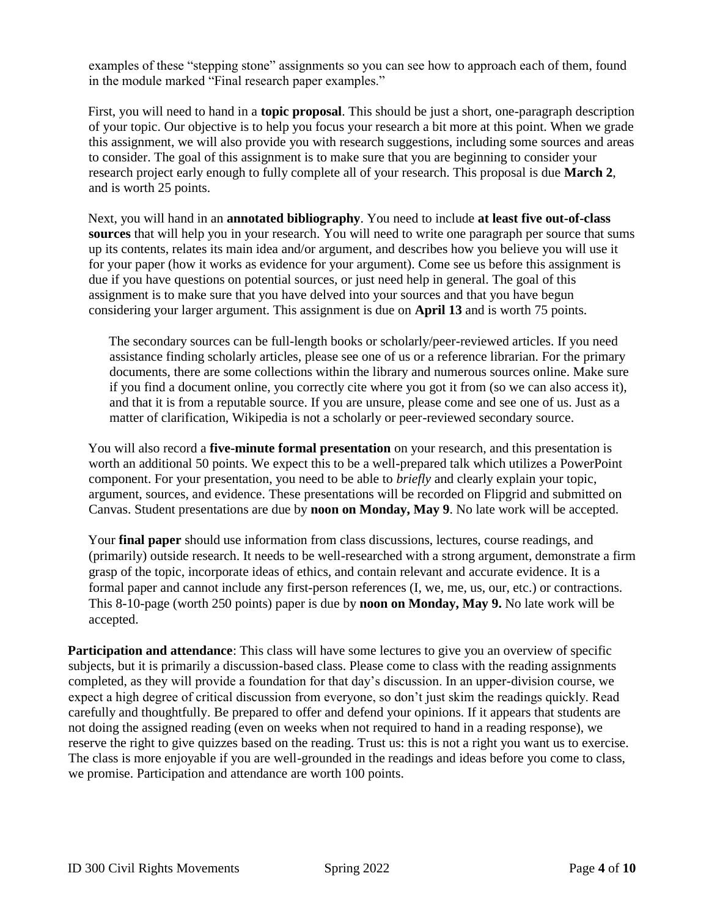examples of these "stepping stone" assignments so you can see how to approach each of them, found in the module marked "Final research paper examples."

First, you will need to hand in a **topic proposal**. This should be just a short, one-paragraph description of your topic. Our objective is to help you focus your research a bit more at this point. When we grade this assignment, we will also provide you with research suggestions, including some sources and areas to consider. The goal of this assignment is to make sure that you are beginning to consider your research project early enough to fully complete all of your research. This proposal is due **March 2**, and is worth 25 points.

Next, you will hand in an **annotated bibliography**. You need to include **at least five out-of-class sources** that will help you in your research. You will need to write one paragraph per source that sums up its contents, relates its main idea and/or argument, and describes how you believe you will use it for your paper (how it works as evidence for your argument). Come see us before this assignment is due if you have questions on potential sources, or just need help in general. The goal of this assignment is to make sure that you have delved into your sources and that you have begun considering your larger argument. This assignment is due on **April 13** and is worth 75 points.

> The secondary sources can be full-length books or scholarly/peer-reviewed articles. If you need assistance finding scholarly articles, please see one of us or a reference librarian. For the primary documents, there are some collections within the library and numerous sources online. Make sure if you find a document online, you correctly cite where you got it from (so we can also access it), and that it is from a reputable source. If you are unsure, please come and see one of us. Just as a matter of clarification, Wikipedia is not a scholarly or peer-reviewed secondary source.

You will also record a **five-minute formal presentation** on your research, and this presentation is worth an additional 50 points. We expect this to be a well-prepared talk which utilizes a PowerPoint component. For your presentation, you need to be able to *briefly* and clearly explain your topic, argument, sources, and evidence. These presentations will be recorded on Flipgrid and submitted on Canvas. Student presentations are due by **noon on Monday, May 9**. No late work will be accepted.

Your **final paper** should use information from class discussions, lectures, course readings, and (primarily) outside research. It needs to be well-researched with a strong argument, demonstrate a firm grasp of the topic, incorporate ideas of ethics, and contain relevant and accurate evidence. It is a formal paper and cannot include any first-person references (I, we, me, us, our, etc.) or contractions. This 8-10-page (worth 250 points) paper is due by **noon on Monday, May 9.** No late work will be accepted.

**Participation and attendance**: This class will have some lectures to give you an overview of specific subjects, but it is primarily a discussion-based class. Please come to class with the reading assignments completed, as they will provide a foundation for that day's discussion. In an upper-division course, we expect a high degree of critical discussion from everyone, so don't just skim the readings quickly. Read carefully and thoughtfully. Be prepared to offer and defend your opinions. If it appears that students are not doing the assigned reading (even on weeks when not required to hand in a reading response), we reserve the right to give quizzes based on the reading. Trust us: this is not a right you want us to exercise. The class is more enjoyable if you are well-grounded in the readings and ideas before you come to class, we promise. Participation and attendance are worth 100 points.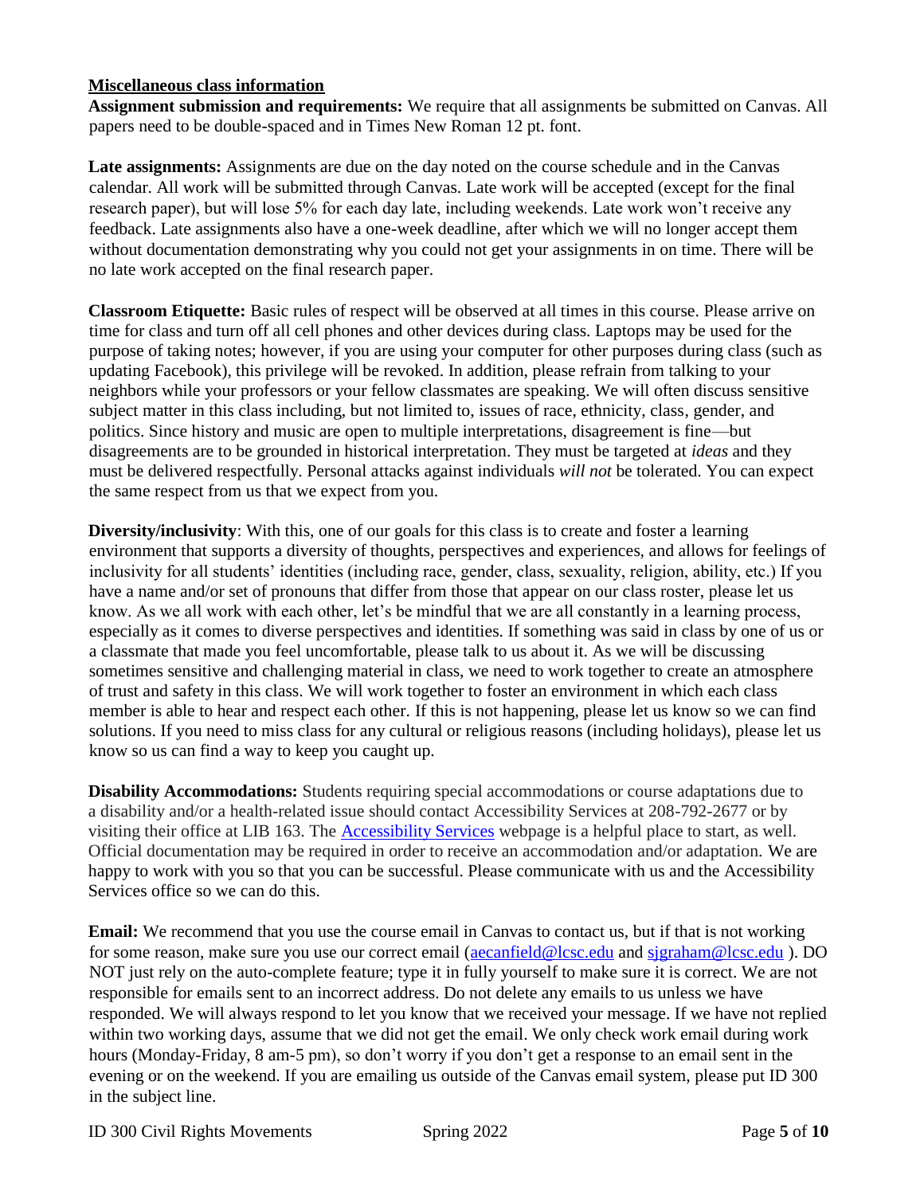## Miscellaneous class information

**Assignment submission and requirements:** We require that all assignments be submitted on Canvas. All papers need to be double-spaced and in Times New Roman 12 pt. font.

**Late assignments:** Assignments are due on the day noted on the course schedule and in the Canvas calendar. All work will be submitted through Canvas. Late work will be accepted (except for the final research paper), but will lose 5% for each day late, including weekends. Late work won't receive any feedback. Late assignments also have a one-week deadline, after which we will no longer accept them without documentation demonstrating why you could not get your assignments in on time. There will be no late work accepted on the final research paper.

**Classroom Etiquette:** Basic rules of respect will be observed at all times in this course. Please arrive on time for class and turn off all cell phones and other devices during class. Laptops may be used for the purpose of taking notes; however, if you are using your computer for other purposes during class (such as updating Facebook), this privilege will be revoked. In addition, please refrain from talking to your neighbors while your professors or your fellow classmates are speaking. We will often discuss sensitive subject matter in this class including, but not limited to, issues of race, ethnicity, class, gender, and politics. Since history and music are open to multiple interpretations, disagreement is fine—but disagreements are to be grounded in historical interpretation. They must be targeted at *ideas* and they must be delivered respectfully. Personal attacks against individuals *will not* be tolerated. You can expect the same respect from us that we expect from you.

**Diversity/inclusivity**: With this, one of our goals for this class is to create and foster a learning environment that supports a diversity of thoughts, perspectives and experiences, and allows for feelings of inclusivity for all students' identities (including race, gender, class, sexuality, religion, ability, etc.) If you have a name and/or set of pronouns that differ from those that appear on our class roster, please let us know. As we all work with each other, let's be mindful that we are all constantly in a learning process, especially as it comes to diverse perspectives and identities. If something was said in class by one of us or a classmate that made you feel uncomfortable, please talk to us about it. As we will be discussing sometimes sensitive and challenging material in class, we need to work together to create an atmosphere of trust and safety in this class. We will work together to foster an environment in which each class member is able to hear and respect each other. If this is not happening, please let us know so we can find solutions. If you need to miss class for any cultural or religious reasons (including holidays), please let us know so us can find a way to keep you caught up.

**Disability Accommodations:** Students requiring special accommodations or course adaptations due to a disability and/or a health-related issue should contact Accessibility Services at 208-792-2677 or by visiting their office at LIB 163. The [Accessibility Services] webpage is a helpful place to start, as well. Official documentation may be required in order to receive an accommodation and/or adaptation. We are happy to work with you so that you can be successful. Please communicate with us and the Accessibility Services office so we can do this.

**Email:** We recommend that you use the course email in Canvas to contact us, but if that is not working for some reason, make sure you use our correct email (aecanfield@lcsc.edu and sjgraham@lcsc.edu ). DO NOT just rely on the auto-complete feature; type it in fully yourself to make sure it is correct. We are not responsible for emails sent to an incorrect address. Do not delete any emails to us unless we have responded. We will always respond to let you know that we received your message. If we have not replied within two working days, assume that we did not get the email. We only check work email during work hours (Monday-Friday, 8 am-5 pm), so don't worry if you don't get a response to an email sent in the evening or on the weekend. If you are emailing us outside of the Canvas email system, please put ID 300 in the subject line.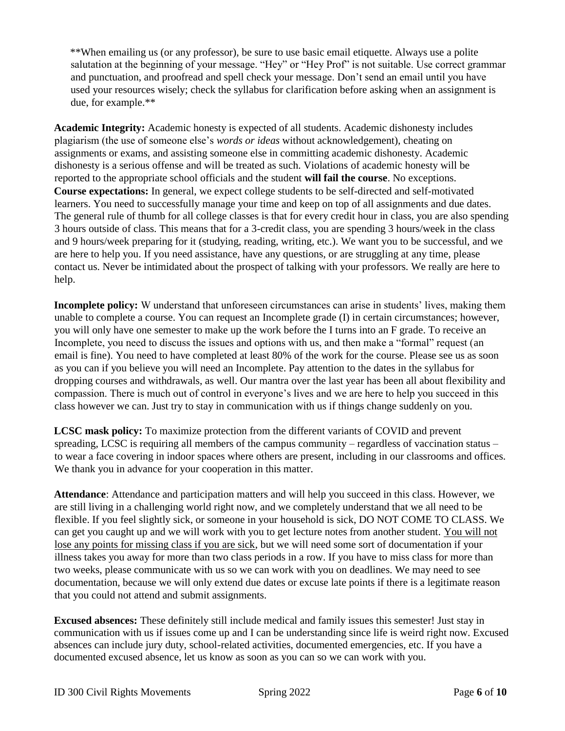**When emailing us (or any professor), be sure to use basic email etiquette. Always use a polite salutation at the beginning of your message. "Hey" or "Hey Prof" is not suitable. Use correct grammar and punctuation, and proofread and spell check your message. Don't send an email until you have used your resources wisely; check the syllabus for clarification before asking when an assignment is due, for example.**

**Academic Integrity:** Academic honesty is expected of all students. Academic dishonesty includes plagiarism (the use of someone else's *words or ideas* without acknowledgement), cheating on assignments or exams, and assisting someone else in committing academic dishonesty. Academic dishonesty is a serious offense and will be treated as such. Violations of academic honesty will be reported to the appropriate school officials and the student **will fail the course**. No exceptions.

**Course expectations:** In general, we expect college students to be self-directed and self-motivated learners. You need to successfully manage your time and keep on top of all assignments and due dates. The general rule of thumb for all college classes is that for every credit hour in class, you are also spending 3 hours outside of class. This means that for a 3-credit class, you are spending 3 hours/week in the class and 9 hours/week preparing for it (studying, reading, writing, etc.). We want you to be successful, and we are here to help you. If you need assistance, have any questions, or are struggling at any time, please contact us. Never be intimidated about the prospect of talking with your professors. We really are here to help.

**Incomplete policy:** W understand that unforeseen circumstances can arise in students' lives, making them unable to complete a course. You can request an Incomplete grade (I) in certain circumstances; however, you will only have one semester to make up the work before the I turns into an F grade. To receive an Incomplete, you need to discuss the issues and options with us, and then make a "formal" request (an email is fine). You need to have completed at least 80% of the work for the course. Please see us as soon as you can if you believe you will need an Incomplete. Pay attention to the dates in the syllabus for dropping courses and withdrawals, as well. Our mantra over the last year has been all about flexibility and compassion. There is much out of control in everyone's lives and we are here to help you succeed in this class however we can. Just try to stay in communication with us if things change suddenly on you.

**LCSC mask policy:** To maximize protection from the different variants of COVID and prevent spreading, LCSC is requiring all members of the campus community – regardless of vaccination status – to wear a face covering in indoor spaces where others are present, including in our classrooms and offices. We thank you in advance for your cooperation in this matter.

**Attendance**: Attendance and participation matters and will help you succeed in this class. However, we are still living in a challenging world right now, and we completely understand that we all need to be flexible. If you feel slightly sick, or someone in your household is sick, DO NOT COME TO CLASS. We can get you caught up and we will work with you to get lecture notes from another student. <u>You will not lose any points for missing class if you are sick</u>, but we will need some sort of documentation if your illness takes you away for more than two class periods in a row. If you have to miss class for more than two weeks, please communicate with us so we can work with you on deadlines. We may need to see documentation, because we will only extend due dates or excuse late points if there is a legitimate reason that you could not attend and submit assignments.

**Excused absences:** These definitely still include medical and family issues this semester! Just stay in communication with us if issues come up and I can be understanding since life is weird right now. Excused absences can include jury duty, school-related activities, documented emergencies, etc. If you have a documented excused absence, let us know as soon as you can so we can work with you.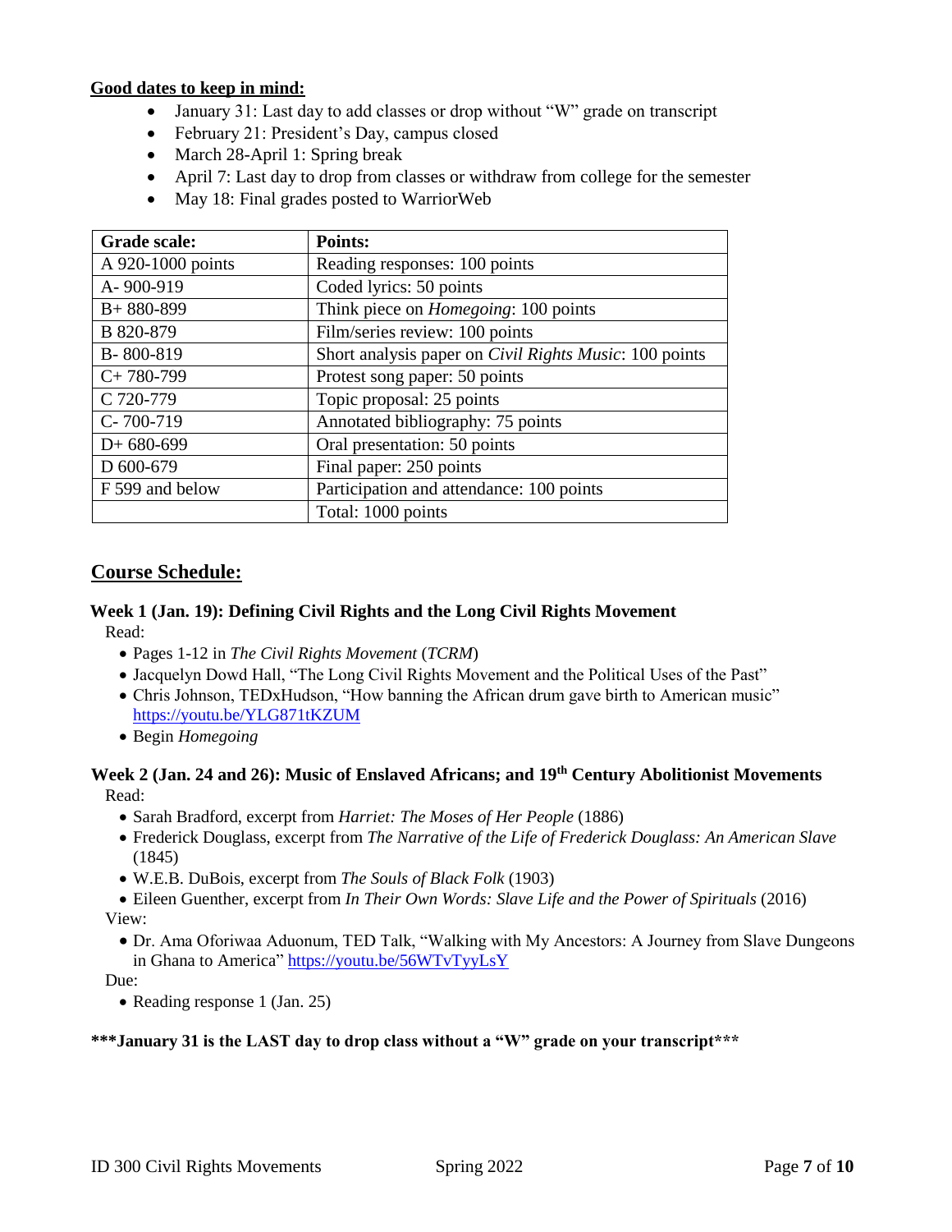**Good dates to keep in mind:**

- January 31: Last day to add classes or drop without "W" grade on transcript
- February 21: President's Day, campus closed
- March 28-April 1: Spring break
- April 7: Last day to drop from classes or withdraw from college for the semester
- May 18: Final grades posted to WarriorWeb

| Grade scale: | Points: |
|---|---|
| A 920-1000 points | Reading responses: 100 points |
| A- 900-919 | Coded lyrics: 50 points |
| B+ 880-899 | Think piece on *Homegoing*: 100 points |
| B 820-879 | Film/series review: 100 points |
| B- 800-819 | Short analysis paper on *Civil Rights Music*: 100 points |
| C+ 780-799 | Protest song paper: 50 points |
| C 720-779 | Topic proposal: 25 points |
| C- 700-719 | Annotated bibliography: 75 points |
| D+ 680-699 | Oral presentation: 50 points |
| D 600-679 | Final paper: 250 points |
| F 599 and below | Participation and attendance: 100 points |
| | Total: 1000 points |

## Course Schedule:

### Week 1 (Jan. 19): Defining Civil Rights and the Long Civil Rights Movement

Read:

- Pages 1-12 in *The Civil Rights Movement* (*TCRM*)
- Jacquelyn Dowd Hall, "The Long Civil Rights Movement and the Political Uses of the Past"
- Chris Johnson, TEDxHudson, "How banning the African drum gave birth to American music" https://youtu.be/YLG871tKZUM
- Begin *Homegoing*

### Week 2 (Jan. 24 and 26): Music of Enslaved Africans; and 19th Century Abolitionist Movements

Read:

- Sarah Bradford, excerpt from *Harriet: The Moses of Her People* (1886)
- Frederick Douglass, excerpt from *The Narrative of the Life of Frederick Douglass: An American Slave* (1845)
- W.E.B. DuBois, excerpt from *The Souls of Black Folk* (1903)
- Eileen Guenther, excerpt from *In Their Own Words: Slave Life and the Power of Spirituals* (2016)

View:

- Dr. Ama Oforiwaa Aduonum, TED Talk, "Walking with My Ancestors: A Journey from Slave Dungeons in Ghana to America" https://youtu.be/56WTvTyyLsY

Due:

- Reading response 1 (Jan. 25)

**\*\*\*January 31 is the LAST day to drop class without a "W" grade on your transcript\*\*\***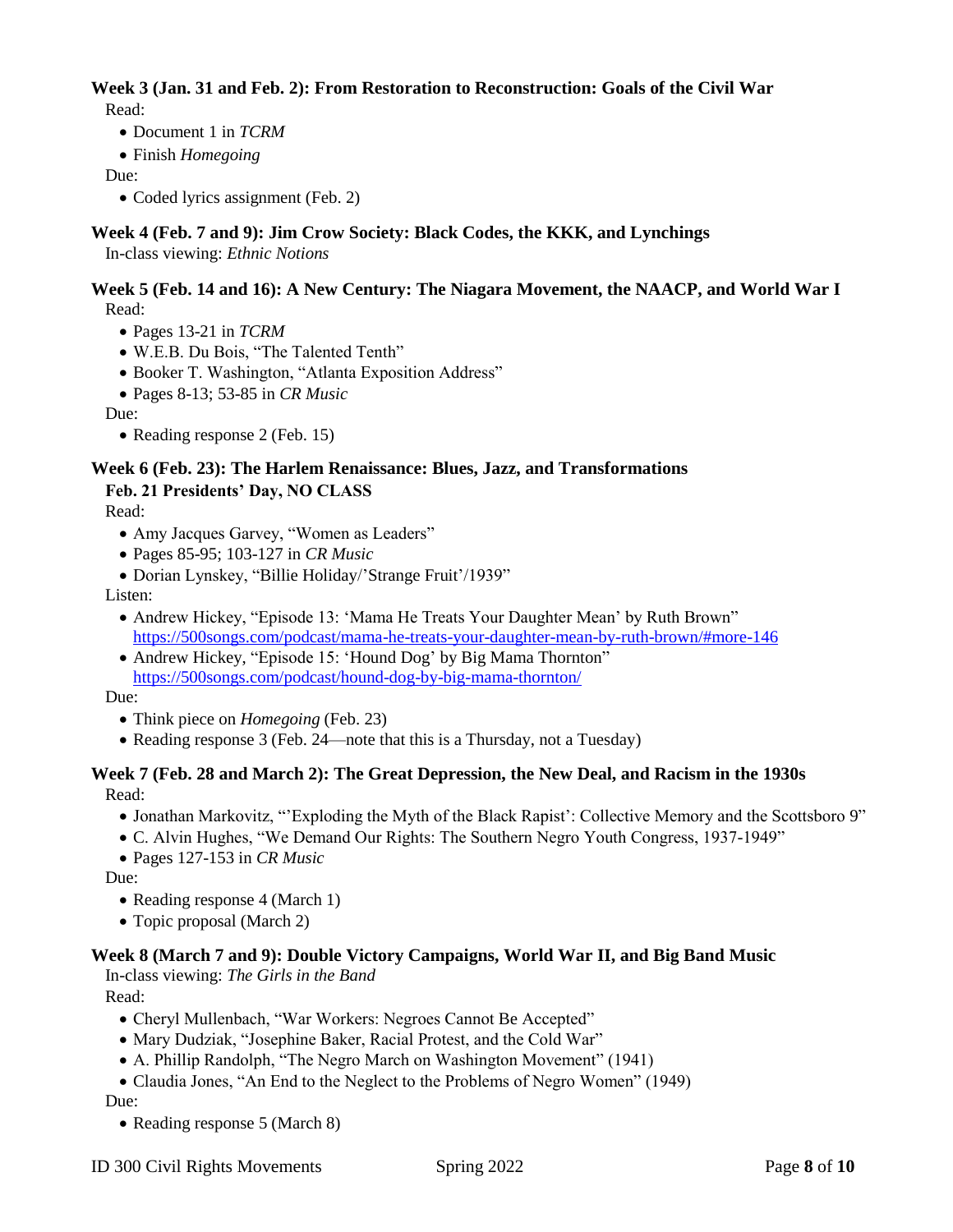**Week 3 (Jan. 31 and Feb. 2): From Restoration to Reconstruction: Goals of the Civil War**

Read:

- Document 1 in *TCRM*
- Finish *Homegoing*

Due:

- Coded lyrics assignment (Feb. 2)

**Week 4 (Feb. 7 and 9): Jim Crow Society: Black Codes, the KKK, and Lynchings**

In-class viewing: *Ethnic Notions*

**Week 5 (Feb. 14 and 16): A New Century: The Niagara Movement, the NAACP, and World War I**

Read:

- Pages 13-21 in *TCRM*
- W.E.B. Du Bois, "The Talented Tenth"
- Booker T. Washington, "Atlanta Exposition Address"
- Pages 8-13; 53-85 in *CR Music*

Due:

- Reading response 2 (Feb. 15)

**Week 6 (Feb. 23): The Harlem Renaissance: Blues, Jazz, and Transformations**

**Feb. 21 Presidents' Day, NO CLASS**

Read:

- Amy Jacques Garvey, "Women as Leaders"
- Pages 85-95; 103-127 in *CR Music*
- Dorian Lynskey, "Billie Holiday/'Strange Fruit'/1939"

Listen:

- Andrew Hickey, "Episode 13: 'Mama He Treats Your Daughter Mean' by Ruth Brown" https://500songs.com/podcast/mama-he-treats-your-daughter-mean-by-ruth-brown/#more-146
- Andrew Hickey, "Episode 15: 'Hound Dog' by Big Mama Thornton" https://500songs.com/podcast/hound-dog-by-big-mama-thornton/

Due:

- Think piece on *Homegoing* (Feb. 23)
- Reading response 3 (Feb. 24—note that this is a Thursday, not a Tuesday)

**Week 7 (Feb. 28 and March 2): The Great Depression, the New Deal, and Racism in the 1930s**

Read:

- Jonathan Markovitz, "'Exploding the Myth of the Black Rapist': Collective Memory and the Scottsboro 9"
- C. Alvin Hughes, "We Demand Our Rights: The Southern Negro Youth Congress, 1937-1949"
- Pages 127-153 in *CR Music*

Due:

- Reading response 4 (March 1)
- Topic proposal (March 2)

**Week 8 (March 7 and 9): Double Victory Campaigns, World War II, and Big Band Music**

In-class viewing: *The Girls in the Band*

Read:

- Cheryl Mullenbach, "War Workers: Negroes Cannot Be Accepted"
- Mary Dudziak, "Josephine Baker, Racial Protest, and the Cold War"
- A. Phillip Randolph, "The Negro March on Washington Movement" (1941)
- Claudia Jones, "An End to the Neglect to the Problems of Negro Women" (1949)

Due:

- Reading response 5 (March 8)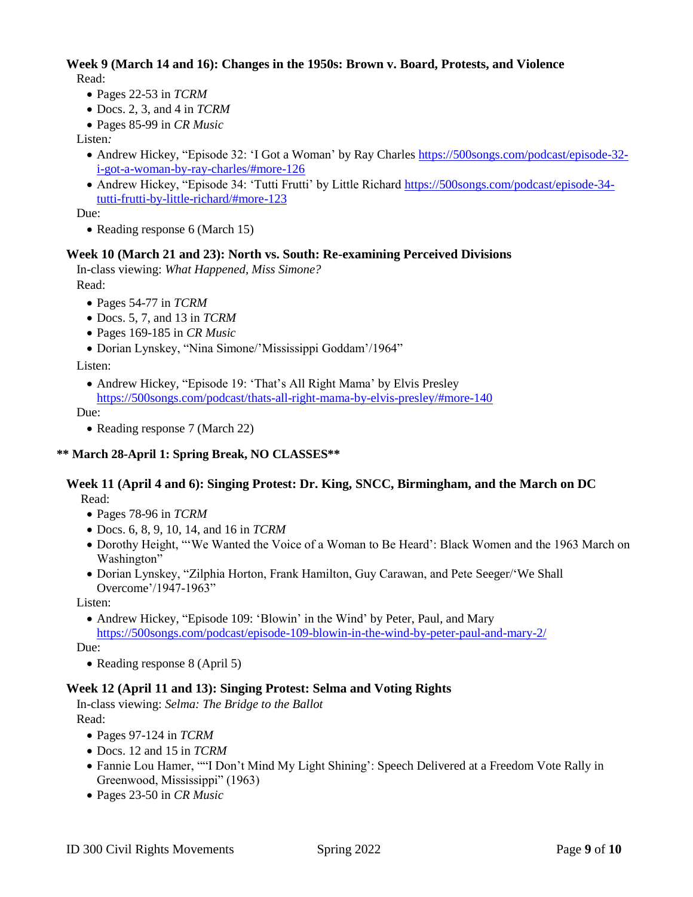### Week 9 (March 14 and 16): Changes in the 1950s: Brown v. Board, Protests, and Violence

Read:

- Pages 22-53 in *TCRM*
- Docs. 2, 3, and 4 in *TCRM*
- Pages 85-99 in *CR Music*

Listen*:*

- Andrew Hickey, "Episode 32: 'I Got a Woman' by Ray Charles https://500songs.com/podcast/episode-32-i-got-a-woman-by-ray-charles/#more-126
- Andrew Hickey, "Episode 34: 'Tutti Frutti' by Little Richard https://500songs.com/podcast/episode-34-tutti-frutti-by-little-richard/#more-123

Due:

- Reading response 6 (March 15)

### Week 10 (March 21 and 23): North vs. South: Re-examining Perceived Divisions

In-class viewing: *What Happened, Miss Simone?*

Read:

- Pages 54-77 in *TCRM*
- Docs. 5, 7, and 13 in *TCRM*
- Pages 169-185 in *CR Music*
- Dorian Lynskey, "Nina Simone/'Mississippi Goddam'/1964"

Listen:

- Andrew Hickey, "Episode 19: 'That's All Right Mama' by Elvis Presley https://500songs.com/podcast/thats-all-right-mama-by-elvis-presley/#more-140

Due:

- Reading response 7 (March 22)

**\*\* March 28-April 1: Spring Break, NO CLASSES\*\***

### Week 11 (April 4 and 6): Singing Protest: Dr. King, SNCC, Birmingham, and the March on DC

Read:

- Pages 78-96 in *TCRM*
- Docs. 6, 8, 9, 10, 14, and 16 in *TCRM*
- Dorothy Height, "'We Wanted the Voice of a Woman to Be Heard': Black Women and the 1963 March on Washington"
- Dorian Lynskey, "Zilphia Horton, Frank Hamilton, Guy Carawan, and Pete Seeger/'We Shall Overcome'/1947-1963"

Listen:

- Andrew Hickey, "Episode 109: 'Blowin' in the Wind' by Peter, Paul, and Mary https://500songs.com/podcast/episode-109-blowin-in-the-wind-by-peter-paul-and-mary-2/

Due:

- Reading response 8 (April 5)

### Week 12 (April 11 and 13): Singing Protest: Selma and Voting Rights

In-class viewing: *Selma: The Bridge to the Ballot*

Read:

- Pages 97-124 in *TCRM*
- Docs. 12 and 15 in *TCRM*
- Fannie Lou Hamer, ""I Don't Mind My Light Shining': Speech Delivered at a Freedom Vote Rally in Greenwood, Mississippi" (1963)
- Pages 23-50 in *CR Music*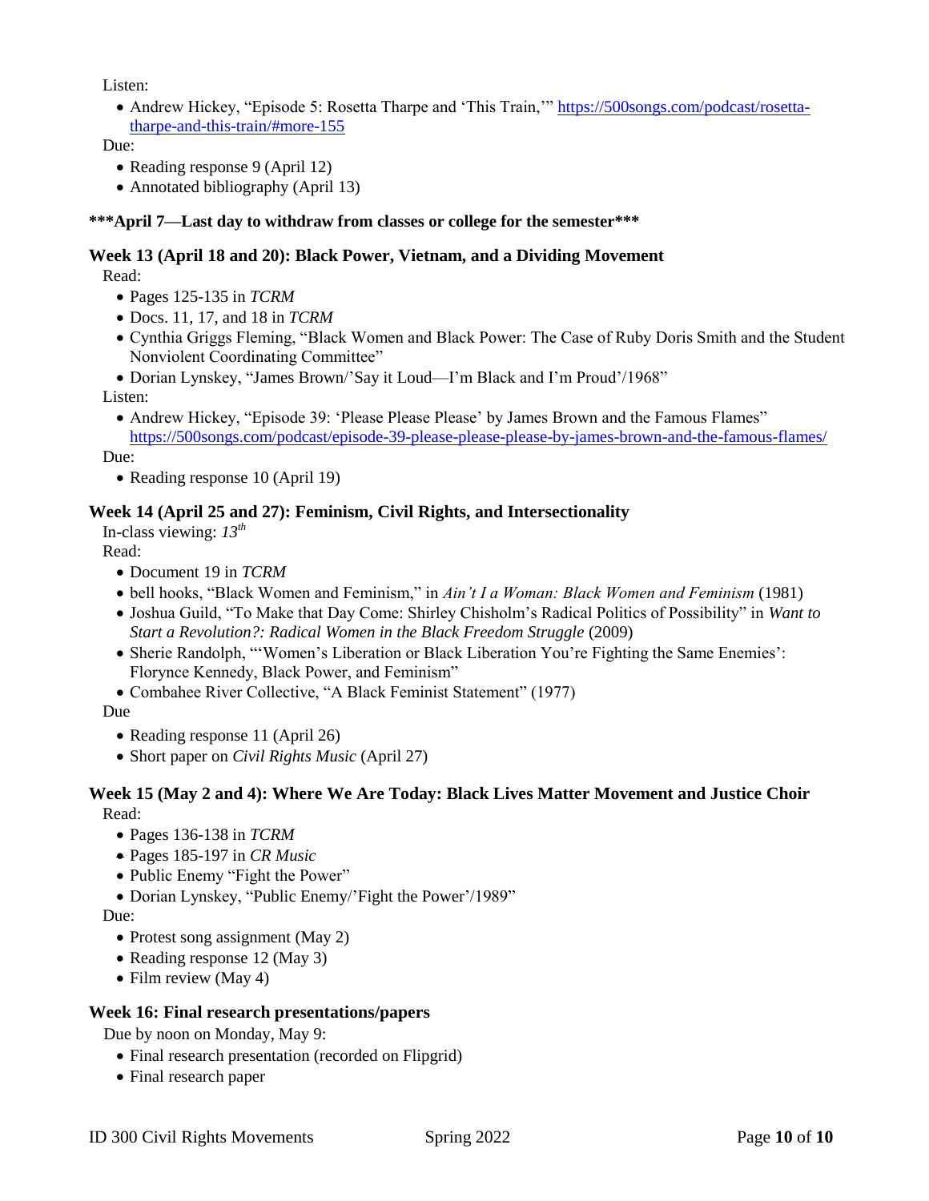Listen:

- Andrew Hickey, "Episode 5: Rosetta Tharpe and 'This Train,'" https://500songs.com/podcast/rosetta-tharpe-and-this-train/#more-155

Due:

- Reading response 9 (April 12)
- Annotated bibliography (April 13)

**\*\*\*April 7—Last day to withdraw from classes or college for the semester\*\*\***

### Week 13 (April 18 and 20): Black Power, Vietnam, and a Dividing Movement

Read:

- Pages 125-135 in *TCRM*
- Docs. 11, 17, and 18 in *TCRM*
- Cynthia Griggs Fleming, "Black Women and Black Power: The Case of Ruby Doris Smith and the Student Nonviolent Coordinating Committee"
- Dorian Lynskey, "James Brown/'Say it Loud—I'm Black and I'm Proud'/1968"

Listen:

- Andrew Hickey, "Episode 39: 'Please Please Please' by James Brown and the Famous Flames" https://500songs.com/podcast/episode-39-please-please-please-by-james-brown-and-the-famous-flames/

Due:

- Reading response 10 (April 19)

### Week 14 (April 25 and 27): Feminism, Civil Rights, and Intersectionality

In-class viewing: *13th*

Read:

- Document 19 in *TCRM*
- bell hooks, "Black Women and Feminism," in *Ain't I a Woman: Black Women and Feminism* (1981)
- Joshua Guild, "To Make that Day Come: Shirley Chisholm's Radical Politics of Possibility" in *Want to Start a Revolution?: Radical Women in the Black Freedom Struggle* (2009)
- Sherie Randolph, "'Women's Liberation or Black Liberation You're Fighting the Same Enemies': Florynce Kennedy, Black Power, and Feminism"
- Combahee River Collective, "A Black Feminist Statement" (1977)

Due

- Reading response 11 (April 26)
- Short paper on *Civil Rights Music* (April 27)

### Week 15 (May 2 and 4): Where We Are Today: Black Lives Matter Movement and Justice Choir

Read:

- Pages 136-138 in *TCRM*
- Pages 185-197 in *CR Music*
- Public Enemy "Fight the Power"
- Dorian Lynskey, "Public Enemy/'Fight the Power'/1989"

Due:

- Protest song assignment (May 2)
- Reading response 12 (May 3)
- Film review (May 4)

### Week 16: Final research presentations/papers

Due by noon on Monday, May 9:

- Final research presentation (recorded on Flipgrid)
- Final research paper